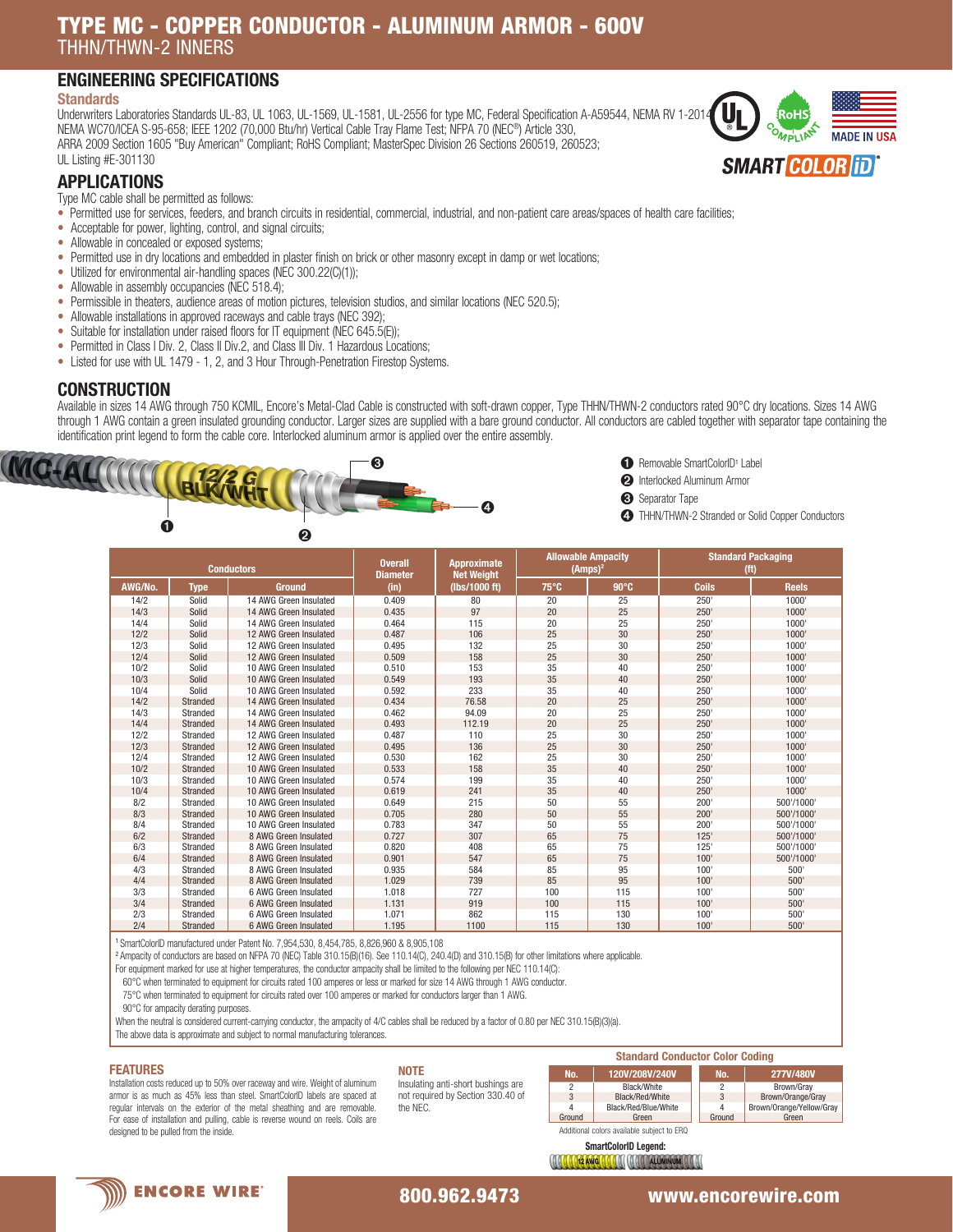# TYPE MC - COPPER CONDUCTOR - ALUMINUM ARMOR - 600V

THHN/THWN-2 INNERS

## ENGINEERING SPECIFICATIONS

### Standards

Underwriters Laboratories Standards UL-83, UL 1063, UL-1569, UL-1581, UL-2556 for type MC, Federal Specification A-A59544, NEMA RV 1-2014, NEMA WC70/ICEA S-95-658; IEEE 1202 (70,000 Btu/hr) Vertical Cable Tray Flame Test; NFPA 70 (NEC®) Article 330, ARRA 2009 Section 1605 "Buy American" Compliant; RoHS Compliant; MasterSpec Division 26 Sections 260519, 260523; UL Listing #E-301130

## APPLICATIONS

Type MC cable shall be permitted as follows:

- Permitted use for services, feeders, and branch circuits in residential, commercial, industrial, and non-patient care areas/spaces of health care facilities;
- Acceptable for power, lighting, control, and signal circuits;
- Allowable in concealed or exposed systems;
- Permitted use in dry locations and embedded in plaster finish on brick or other masonry except in damp or wet locations;
- Utilized for environmental air-handling spaces (NEC 300.22(C)(1));
- Allowable in assembly occupancies (NEC 518.4);
- Permissible in theaters, audience areas of motion pictures, television studios, and similar locations (NEC 520.5);
- Allowable installations in approved raceways and cable trays (NEC 392);
- Suitable for installation under raised floors for IT equipment (NEC 645.5(E));
- Permitted in Class I Div. 2, Class II Div.2, and Class III Div. 1 Hazardous Locations;
- Listed for use with UL 1479 - 1, 2, and 3 Hour Through-Penetration Firestop Systems.

## CONSTRUCTION

Available in sizes 14 AWG through 750 KCMIL, Encore's Metal-Clad Cable is constructed with soft-drawn copper, Type THHN/THWN-2 conductors rated 90°C dry locations. Sizes 14 AWG through 1 AWG contain a green insulated grounding conductor. Larger sizes are supplied with a bare ground conductor. All conductors are cabled together with separator tape containing the identification print legend to form the cable core. Interlocked aluminum armor is applied over the entire assembly.

1. Removable SmartColorID[1] Label
2. Interlocked Aluminum Armor
3. Separator Tape
4. THHN/THWN-2 Stranded or Solid Copper Conductors

| Conductors | | | Overall Diameter | Approximate Net Weight | Allowable Ampacity (Amps)[2] | | Standard Packaging (ft) | |
|---|---|---|---|---|---|---|---|---|
| AWG/No. | Type | Ground | (in) | (lbs/1000 ft) | 75°C | 90°C | Coils | Reels |
| 14/2 | Solid | 14 AWG Green Insulated | 0.409 | 80 | 20 | 25 | 250' | 1000' |
| 14/3 | Solid | 14 AWG Green Insulated | 0.435 | 97 | 20 | 25 | 250' | 1000' |
| 14/4 | Solid | 14 AWG Green Insulated | 0.464 | 115 | 20 | 25 | 250' | 1000' |
| 12/2 | Solid | 12 AWG Green Insulated | 0.487 | 106 | 25 | 30 | 250' | 1000' |
| 12/3 | Solid | 12 AWG Green Insulated | 0.495 | 132 | 25 | 30 | 250' | 1000' |
| 12/4 | Solid | 12 AWG Green Insulated | 0.509 | 158 | 25 | 30 | 250' | 1000' |
| 10/2 | Solid | 10 AWG Green Insulated | 0.510 | 153 | 35 | 40 | 250' | 1000' |
| 10/3 | Solid | 10 AWG Green Insulated | 0.549 | 193 | 35 | 40 | 250' | 1000' |
| 10/4 | Solid | 10 AWG Green Insulated | 0.592 | 233 | 35 | 40 | 250' | 1000' |
| 14/2 | Stranded | 14 AWG Green Insulated | 0.434 | 76.58 | 20 | 25 | 250' | 1000' |
| 14/3 | Stranded | 14 AWG Green Insulated | 0.462 | 94.09 | 20 | 25 | 250' | 1000' |
| 14/4 | Stranded | 14 AWG Green Insulated | 0.493 | 112.19 | 20 | 25 | 250' | 1000' |
| 12/2 | Stranded | 12 AWG Green Insulated | 0.487 | 110 | 25 | 30 | 250' | 1000' |
| 12/3 | Stranded | 12 AWG Green Insulated | 0.495 | 136 | 25 | 30 | 250' | 1000' |
| 12/4 | Stranded | 12 AWG Green Insulated | 0.530 | 162 | 25 | 30 | 250' | 1000' |
| 10/2 | Stranded | 10 AWG Green Insulated | 0.533 | 158 | 35 | 40 | 250' | 1000' |
| 10/3 | Stranded | 10 AWG Green Insulated | 0.574 | 199 | 35 | 40 | 250' | 1000' |
| 10/4 | Stranded | 10 AWG Green Insulated | 0.619 | 241 | 35 | 40 | 250' | 1000' |
| 8/2 | Stranded | 10 AWG Green Insulated | 0.649 | 215 | 50 | 55 | 200' | 500'/1000' |
| 8/3 | Stranded | 10 AWG Green Insulated | 0.705 | 280 | 50 | 55 | 200' | 500'/1000' |
| 8/4 | Stranded | 10 AWG Green Insulated | 0.783 | 347 | 50 | 55 | 200' | 500'/1000' |
| 6/2 | Stranded | 8 AWG Green Insulated | 0.727 | 307 | 65 | 75 | 125' | 500'/1000' |
| 6/3 | Stranded | 8 AWG Green Insulated | 0.820 | 408 | 65 | 75 | 125' | 500'/1000' |
| 6/4 | Stranded | 8 AWG Green Insulated | 0.901 | 547 | 65 | 75 | 100' | 500'/1000' |
| 4/3 | Stranded | 8 AWG Green Insulated | 0.935 | 584 | 85 | 95 | 100' | 500' |
| 4/4 | Stranded | 8 AWG Green Insulated | 1.029 | 739 | 85 | 95 | 100' | 500' |
| 3/3 | Stranded | 6 AWG Green Insulated | 1.018 | 727 | 100 | 115 | 100' | 500' |
| 3/4 | Stranded | 6 AWG Green Insulated | 1.131 | 919 | 100 | 115 | 100' | 500' |
| 2/3 | Stranded | 6 AWG Green Insulated | 1.071 | 862 | 115 | 130 | 100' | 500' |
| 2/4 | Stranded | 6 AWG Green Insulated | 1.195 | 1100 | 115 | 130 | 100' | 500' |

[1] SmartColorID manufactured under Patent No. 7,954,530, 8,454,785, 8,826,960 & 8,905,108

[2] Ampacity of conductors are based on NFPA 70 (NEC) Table 310.15(B)(16). See 110.14(C), 240.4(D) and 310.15(B) for other limitations where applicable.

For equipment marked for use at higher temperatures, the conductor ampacity shall be limited to the following per NEC 110.14(C):

60°C when terminated to equipment for circuits rated 100 amperes or less or marked for size 14 AWG through 1 AWG conductor.

75°C when terminated to equipment for circuits rated over 100 amperes or marked for conductors larger than 1 AWG.

90°C for ampacity derating purposes.

When the neutral is considered current-carrying conductor, the ampacity of 4/C cables shall be reduced by a factor of 0.80 per NEC 310.15(B)(3)(a).

The above data is approximate and subject to normal manufacturing tolerances.

### FEATURES

Installation costs reduced up to 50% over raceway and wire. Weight of aluminum armor is as much as 45% less than steel. SmartColorID labels are spaced at regular intervals on the exterior of the metal sheathing and are removable. For ease of installation and pulling, cable is reverse wound on reels. Coils are designed to be pulled from the inside.

### NOTE

Insulating anti-short bushings are not required by Section 330.40 of the NEC.

### Standard Conductor Color Coding

| No. | 120V/208V/240V |
|---|---|
| 2 | Black/White |
| 3 | Black/Red/White |
| 4 | Black/Red/Blue/White |
| Ground | Green |

| No. | 277V/480V |
|---|---|
| 2 | Brown/Gray |
| 3 | Brown/Orange/Gray |
| 4 | Brown/Orange/Yellow/Gray |
| Ground | Green |

Additional colors available subject to ERQ

**SmartColorID Legend:**

12 AWG ALUMINUM

ENCORE WIRE 800.962.9473 www.encorewire.com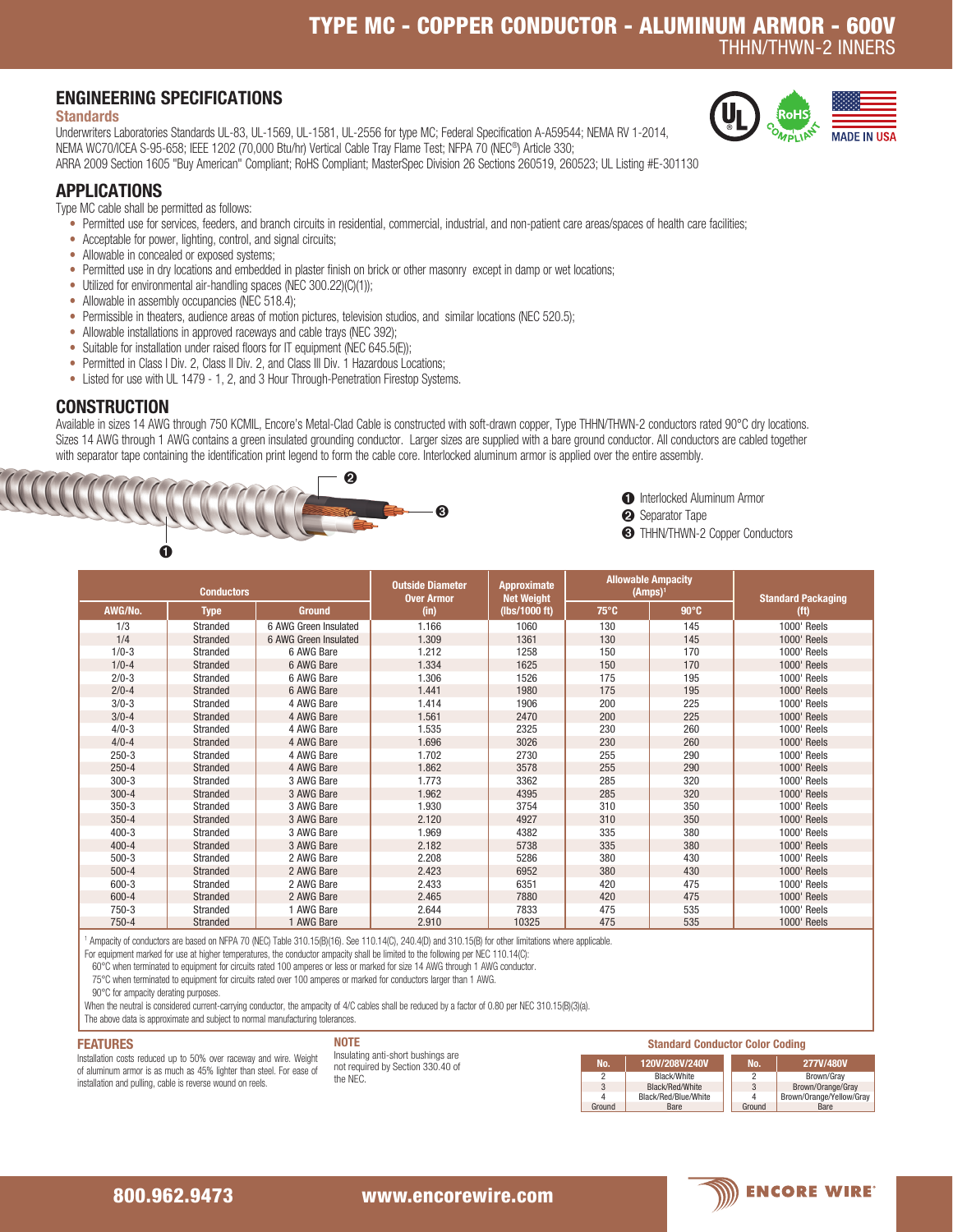# TYPE MC - COPPER CONDUCTOR - ALUMINUM ARMOR - 600V

THHN/THWN-2 INNERS

## ENGINEERING SPECIFICATIONS

### Standards

Underwriters Laboratories Standards UL-83, UL-1569, UL-1581, UL-2556 for type MC; Federal Specification A-A59544; NEMA RV 1-2014, NEMA WC70/ICEA S-95-658; IEEE 1202 (70,000 Btu/hr) Vertical Cable Tray Flame Test; NFPA 70 (NEC®) Article 330; ARRA 2009 Section 1605 "Buy American" Compliant; RoHS Compliant; MasterSpec Division 26 Sections 260519, 260523; UL Listing #E-301130

MADE IN USA

## APPLICATIONS

Type MC cable shall be permitted as follows:

- Permitted use for services, feeders, and branch circuits in residential, commercial, industrial, and non-patient care areas/spaces of health care facilities;
- Acceptable for power, lighting, control, and signal circuits;
- Allowable in concealed or exposed systems;
- Permitted use in dry locations and embedded in plaster finish on brick or other masonry except in damp or wet locations;
- Utilized for environmental air-handling spaces (NEC 300.22)(C)(1));
- Allowable in assembly occupancies (NEC 518.4);
- Permissible in theaters, audience areas of motion pictures, television studios, and similar locations (NEC 520.5);
- Allowable installations in approved raceways and cable trays (NEC 392);
- Suitable for installation under raised floors for IT equipment (NEC 645.5(E));
- Permitted in Class I Div. 2, Class II Div. 2, and Class III Div. 1 Hazardous Locations;
- Listed for use with UL 1479 - 1, 2, and 3 Hour Through-Penetration Firestop Systems.

## CONSTRUCTION

Available in sizes 14 AWG through 750 KCMIL, Encore's Metal-Clad Cable is constructed with soft-drawn copper, Type THHN/THWN-2 conductors rated 90°C dry locations. Sizes 14 AWG through 1 AWG contains a green insulated grounding conductor. Larger sizes are supplied with a bare ground conductor. All conductors are cabled together with separator tape containing the identification print legend to form the cable core. Interlocked aluminum armor is applied over the entire assembly.

1. Interlocked Aluminum Armor
2. Separator Tape
3. THHN/THWN-2 Copper Conductors

| Conductors | | | Outside Diameter Over Armor | Approximate Net Weight | Allowable Ampacity (Amps)[1] | | Standard Packaging |
|---|---|---|---|---|---|---|---|
| AWG/No. | Type | Ground | (in) | (lbs/1000 ft) | 75°C | 90°C | (ft) |
| 1/3 | Stranded | 6 AWG Green Insulated | 1.166 | 1060 | 130 | 145 | 1000' Reels |
| 1/4 | Stranded | 6 AWG Green Insulated | 1.309 | 1361 | 130 | 145 | 1000' Reels |
| 1/0-3 | Stranded | 6 AWG Bare | 1.212 | 1258 | 150 | 170 | 1000' Reels |
| 1/0-4 | Stranded | 6 AWG Bare | 1.334 | 1625 | 150 | 170 | 1000' Reels |
| 2/0-3 | Stranded | 6 AWG Bare | 1.306 | 1526 | 175 | 195 | 1000' Reels |
| 2/0-4 | Stranded | 6 AWG Bare | 1.441 | 1980 | 175 | 195 | 1000' Reels |
| 3/0-3 | Stranded | 4 AWG Bare | 1.414 | 1906 | 200 | 225 | 1000' Reels |
| 3/0-4 | Stranded | 4 AWG Bare | 1.561 | 2470 | 200 | 225 | 1000' Reels |
| 4/0-3 | Stranded | 4 AWG Bare | 1.535 | 2325 | 230 | 260 | 1000' Reels |
| 4/0-4 | Stranded | 4 AWG Bare | 1.696 | 3026 | 230 | 260 | 1000' Reels |
| 250-3 | Stranded | 4 AWG Bare | 1.702 | 2730 | 255 | 290 | 1000' Reels |
| 250-4 | Stranded | 4 AWG Bare | 1.862 | 3578 | 255 | 290 | 1000' Reels |
| 300-3 | Stranded | 3 AWG Bare | 1.773 | 3362 | 285 | 320 | 1000' Reels |
| 300-4 | Stranded | 3 AWG Bare | 1.962 | 4395 | 285 | 320 | 1000' Reels |
| 350-3 | Stranded | 3 AWG Bare | 1.930 | 3754 | 310 | 350 | 1000' Reels |
| 350-4 | Stranded | 3 AWG Bare | 2.120 | 4927 | 310 | 350 | 1000' Reels |
| 400-3 | Stranded | 3 AWG Bare | 1.969 | 4382 | 335 | 380 | 1000' Reels |
| 400-4 | Stranded | 3 AWG Bare | 2.182 | 5738 | 335 | 380 | 1000' Reels |
| 500-3 | Stranded | 2 AWG Bare | 2.208 | 5286 | 380 | 430 | 1000' Reels |
| 500-4 | Stranded | 2 AWG Bare | 2.423 | 6952 | 380 | 430 | 1000' Reels |
| 600-3 | Stranded | 2 AWG Bare | 2.433 | 6351 | 420 | 475 | 1000' Reels |
| 600-4 | Stranded | 2 AWG Bare | 2.465 | 7880 | 420 | 475 | 1000' Reels |
| 750-3 | Stranded | 1 AWG Bare | 2.644 | 7833 | 475 | 535 | 1000' Reels |
| 750-4 | Stranded | 1 AWG Bare | 2.910 | 10325 | 475 | 535 | 1000' Reels |

[1] Ampacity of conductors are based on NFPA 70 (NEC) Table 310.15(B)(16). See 110.14(C), 240.4(D) and 310.15(B) for other limitations where applicable.
For equipment marked for use at higher temperatures, the conductor ampacity shall be limited to the following per NEC 110.14(C):
60°C when terminated to equipment for circuits rated 100 amperes or less or marked for size 14 AWG through 1 AWG conductor.
75°C when terminated to equipment for circuits rated over 100 amperes or marked for conductors larger than 1 AWG.
90°C for ampacity derating purposes.
When the neutral is considered current-carrying conductor, the ampacity of 4/C cables shall be reduced by a factor of 0.80 per NEC 310.15(B)(3)(a).
The above data is approximate and subject to normal manufacturing tolerances.

### FEATURES

Installation costs reduced up to 50% over raceway and wire. Weight of aluminum armor is as much as 45% lighter than steel. For ease of installation and pulling, cable is reverse wound on reels.

### NOTE

Insulating anti-short bushings are not required by Section 330.40 of the NEC.

### Standard Conductor Color Coding

| No. | 120V/208V/240V |
|---|---|
| 2 | Black/White |
| 3 | Black/Red/White |
| 4 | Black/Red/Blue/White |
| Ground | Bare |

| No. | 277V/480V |
|---|---|
| 2 | Brown/Gray |
| 3 | Brown/Orange/Gray |
| 4 | Brown/Orange/Yellow/Gray |
| Ground | Bare |

800.962.9473 www.encorewire.com

ENCORE WIRE®